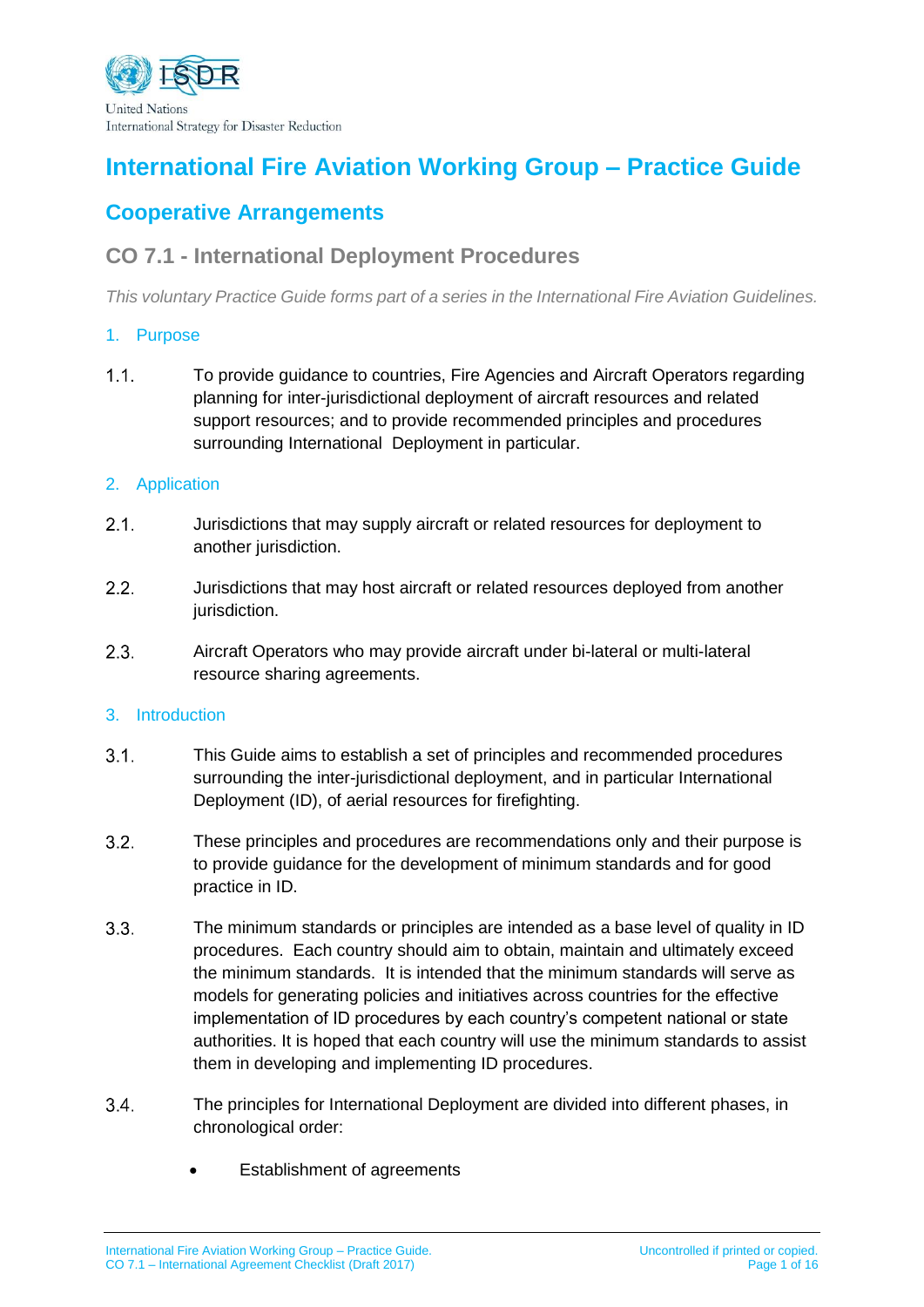United Nations
International Strategy for Disaster Reduction

# International Fire Aviation Working Group – Practice Guide

## Cooperative Arrangements

### CO 7.1 - International Deployment Procedures

*This voluntary Practice Guide forms part of a series in the International Fire Aviation Guidelines.*

#### 1. Purpose

1.1. To provide guidance to countries, Fire Agencies and Aircraft Operators regarding planning for inter-jurisdictional deployment of aircraft resources and related support resources; and to provide recommended principles and procedures surrounding International Deployment in particular.

#### 2. Application

2.1. Jurisdictions that may supply aircraft or related resources for deployment to another jurisdiction.

2.2. Jurisdictions that may host aircraft or related resources deployed from another jurisdiction.

2.3. Aircraft Operators who may provide aircraft under bi-lateral or multi-lateral resource sharing agreements.

#### 3. Introduction

3.1. This Guide aims to establish a set of principles and recommended procedures surrounding the inter-jurisdictional deployment, and in particular International Deployment (ID), of aerial resources for firefighting.

3.2. These principles and procedures are recommendations only and their purpose is to provide guidance for the development of minimum standards and for good practice in ID.

3.3. The minimum standards or principles are intended as a base level of quality in ID procedures. Each country should aim to obtain, maintain and ultimately exceed the minimum standards. It is intended that the minimum standards will serve as models for generating policies and initiatives across countries for the effective implementation of ID procedures by each country's competent national or state authorities. It is hoped that each country will use the minimum standards to assist them in developing and implementing ID procedures.

3.4. The principles for International Deployment are divided into different phases, in chronological order:

- Establishment of agreements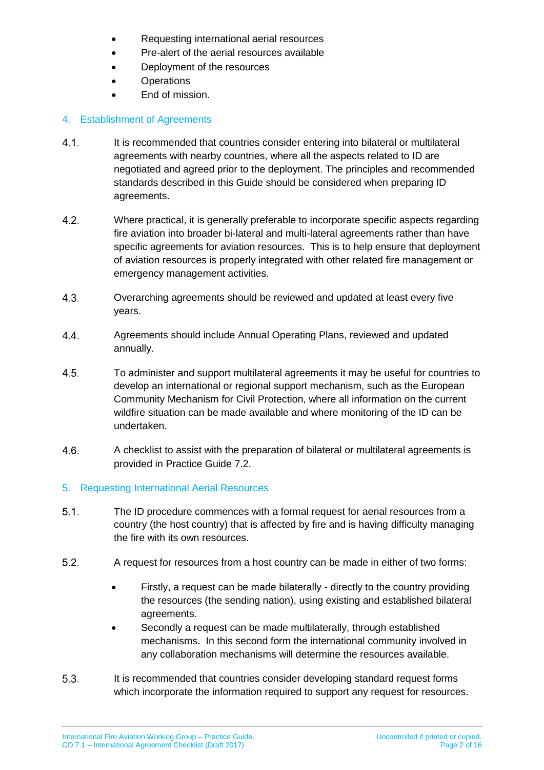- Requesting international aerial resources
- Pre-alert of the aerial resources available
- Deployment of the resources
- Operations
- End of mission.

## 4. Establishment of Agreements

4.1. It is recommended that countries consider entering into bilateral or multilateral agreements with nearby countries, where all the aspects related to ID are negotiated and agreed prior to the deployment. The principles and recommended standards described in this Guide should be considered when preparing ID agreements.

4.2. Where practical, it is generally preferable to incorporate specific aspects regarding fire aviation into broader bi-lateral and multi-lateral agreements rather than have specific agreements for aviation resources. This is to help ensure that deployment of aviation resources is properly integrated with other related fire management or emergency management activities.

4.3. Overarching agreements should be reviewed and updated at least every five years.

4.4. Agreements should include Annual Operating Plans, reviewed and updated annually.

4.5. To administer and support multilateral agreements it may be useful for countries to develop an international or regional support mechanism, such as the European Community Mechanism for Civil Protection, where all information on the current wildfire situation can be made available and where monitoring of the ID can be undertaken.

4.6. A checklist to assist with the preparation of bilateral or multilateral agreements is provided in Practice Guide 7.2.

## 5. Requesting International Aerial Resources

5.1. The ID procedure commences with a formal request for aerial resources from a country (the host country) that is affected by fire and is having difficulty managing the fire with its own resources.

5.2. A request for resources from a host country can be made in either of two forms:

- Firstly, a request can be made bilaterally - directly to the country providing the resources (the sending nation), using existing and established bilateral agreements.
- Secondly a request can be made multilaterally, through established mechanisms. In this second form the international community involved in any collaboration mechanisms will determine the resources available.

5.3. It is recommended that countries consider developing standard request forms which incorporate the information required to support any request for resources.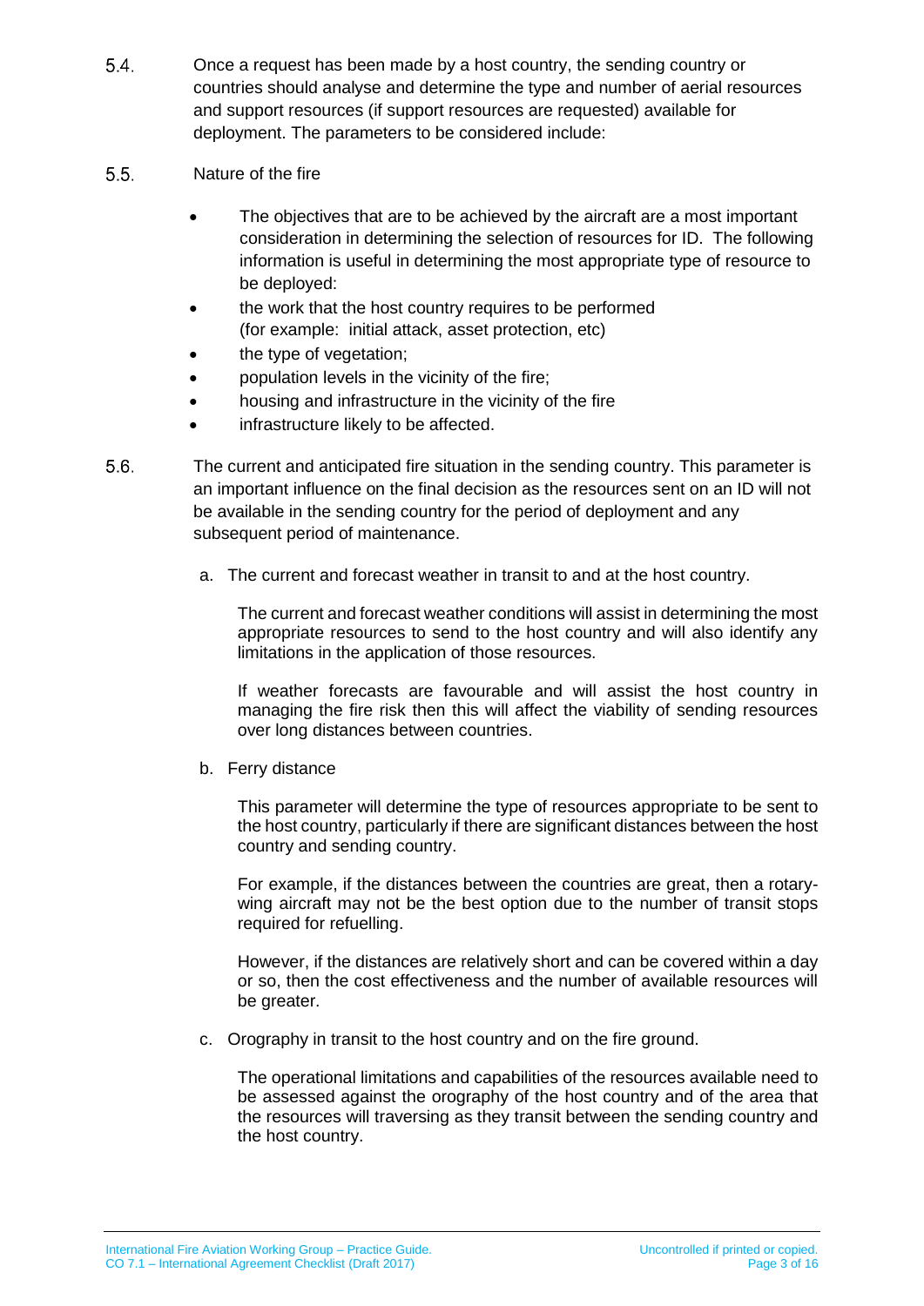5.4. Once a request has been made by a host country, the sending country or countries should analyse and determine the type and number of aerial resources and support resources (if support resources are requested) available for deployment. The parameters to be considered include:

5.5. Nature of the fire

- The objectives that are to be achieved by the aircraft are a most important consideration in determining the selection of resources for ID. The following information is useful in determining the most appropriate type of resource to be deployed:
- the work that the host country requires to be performed (for example: initial attack, asset protection, etc)
- the type of vegetation;
- population levels in the vicinity of the fire;
- housing and infrastructure in the vicinity of the fire
- infrastructure likely to be affected.

5.6. The current and anticipated fire situation in the sending country. This parameter is an important influence on the final decision as the resources sent on an ID will not be available in the sending country for the period of deployment and any subsequent period of maintenance.

a. The current and forecast weather in transit to and at the host country.

The current and forecast weather conditions will assist in determining the most appropriate resources to send to the host country and will also identify any limitations in the application of those resources.

If weather forecasts are favourable and will assist the host country in managing the fire risk then this will affect the viability of sending resources over long distances between countries.

b. Ferry distance

This parameter will determine the type of resources appropriate to be sent to the host country, particularly if there are significant distances between the host country and sending country.

For example, if the distances between the countries are great, then a rotary-wing aircraft may not be the best option due to the number of transit stops required for refuelling.

However, if the distances are relatively short and can be covered within a day or so, then the cost effectiveness and the number of available resources will be greater.

c. Orography in transit to the host country and on the fire ground.

The operational limitations and capabilities of the resources available need to be assessed against the orography of the host country and of the area that the resources will traversing as they transit between the sending country and the host country.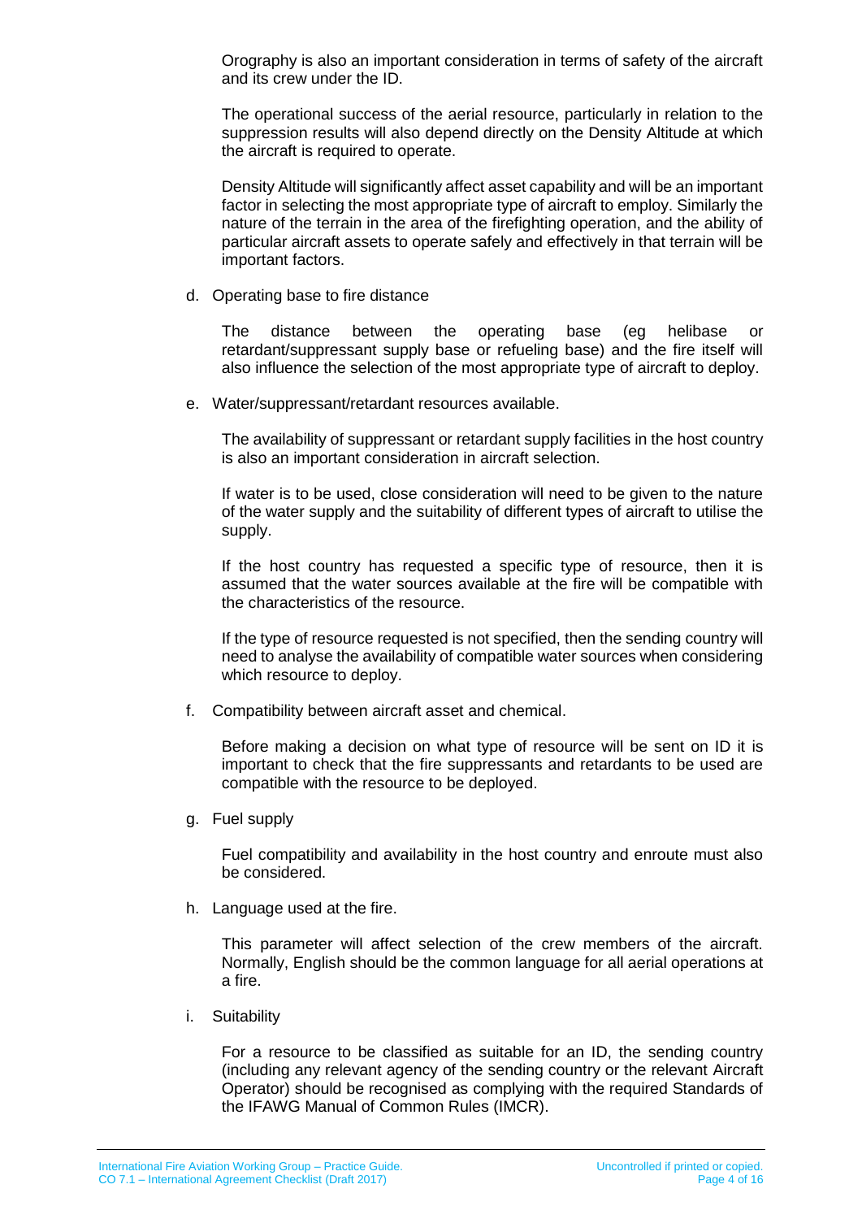Orography is also an important consideration in terms of safety of the aircraft and its crew under the ID.

The operational success of the aerial resource, particularly in relation to the suppression results will also depend directly on the Density Altitude at which the aircraft is required to operate.

Density Altitude will significantly affect asset capability and will be an important factor in selecting the most appropriate type of aircraft to employ. Similarly the nature of the terrain in the area of the firefighting operation, and the ability of particular aircraft assets to operate safely and effectively in that terrain will be important factors.

d. Operating base to fire distance

   The distance between the operating base (eg helibase or retardant/suppressant supply base or refueling base) and the fire itself will also influence the selection of the most appropriate type of aircraft to deploy.

e. Water/suppressant/retardant resources available.

   The availability of suppressant or retardant supply facilities in the host country is also an important consideration in aircraft selection.

   If water is to be used, close consideration will need to be given to the nature of the water supply and the suitability of different types of aircraft to utilise the supply.

   If the host country has requested a specific type of resource, then it is assumed that the water sources available at the fire will be compatible with the characteristics of the resource.

   If the type of resource requested is not specified, then the sending country will need to analyse the availability of compatible water sources when considering which resource to deploy.

f. Compatibility between aircraft asset and chemical.

   Before making a decision on what type of resource will be sent on ID it is important to check that the fire suppressants and retardants to be used are compatible with the resource to be deployed.

g. Fuel supply

   Fuel compatibility and availability in the host country and enroute must also be considered.

h. Language used at the fire.

   This parameter will affect selection of the crew members of the aircraft. Normally, English should be the common language for all aerial operations at a fire.

i. Suitability

   For a resource to be classified as suitable for an ID, the sending country (including any relevant agency of the sending country or the relevant Aircraft Operator) should be recognised as complying with the required Standards of the IFAWG Manual of Common Rules (IMCR).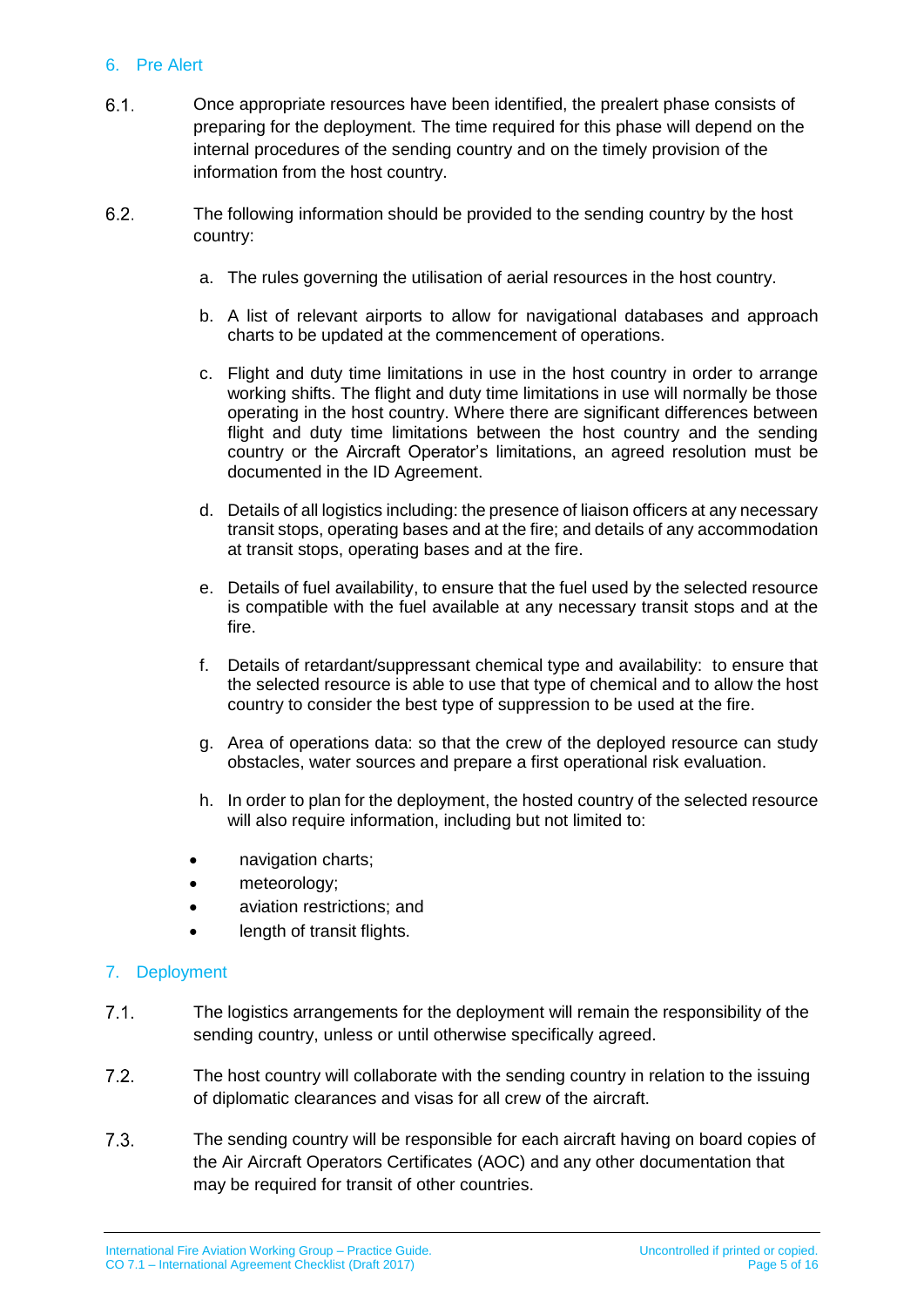## 6. Pre Alert

6.1. Once appropriate resources have been identified, the prealert phase consists of preparing for the deployment. The time required for this phase will depend on the internal procedures of the sending country and on the timely provision of the information from the host country.

6.2. The following information should be provided to the sending country by the host country:

a. The rules governing the utilisation of aerial resources in the host country.

b. A list of relevant airports to allow for navigational databases and approach charts to be updated at the commencement of operations.

c. Flight and duty time limitations in use in the host country in order to arrange working shifts. The flight and duty time limitations in use will normally be those operating in the host country. Where there are significant differences between flight and duty time limitations between the host country and the sending country or the Aircraft Operator's limitations, an agreed resolution must be documented in the ID Agreement.

d. Details of all logistics including: the presence of liaison officers at any necessary transit stops, operating bases and at the fire; and details of any accommodation at transit stops, operating bases and at the fire.

e. Details of fuel availability, to ensure that the fuel used by the selected resource is compatible with the fuel available at any necessary transit stops and at the fire.

f. Details of retardant/suppressant chemical type and availability: to ensure that the selected resource is able to use that type of chemical and to allow the host country to consider the best type of suppression to be used at the fire.

g. Area of operations data: so that the crew of the deployed resource can study obstacles, water sources and prepare a first operational risk evaluation.

h. In order to plan for the deployment, the hosted country of the selected resource will also require information, including but not limited to:

- navigation charts;
- meteorology;
- aviation restrictions; and
- length of transit flights.

## 7. Deployment

7.1. The logistics arrangements for the deployment will remain the responsibility of the sending country, unless or until otherwise specifically agreed.

7.2. The host country will collaborate with the sending country in relation to the issuing of diplomatic clearances and visas for all crew of the aircraft.

7.3. The sending country will be responsible for each aircraft having on board copies of the Air Aircraft Operators Certificates (AOC) and any other documentation that may be required for transit of other countries.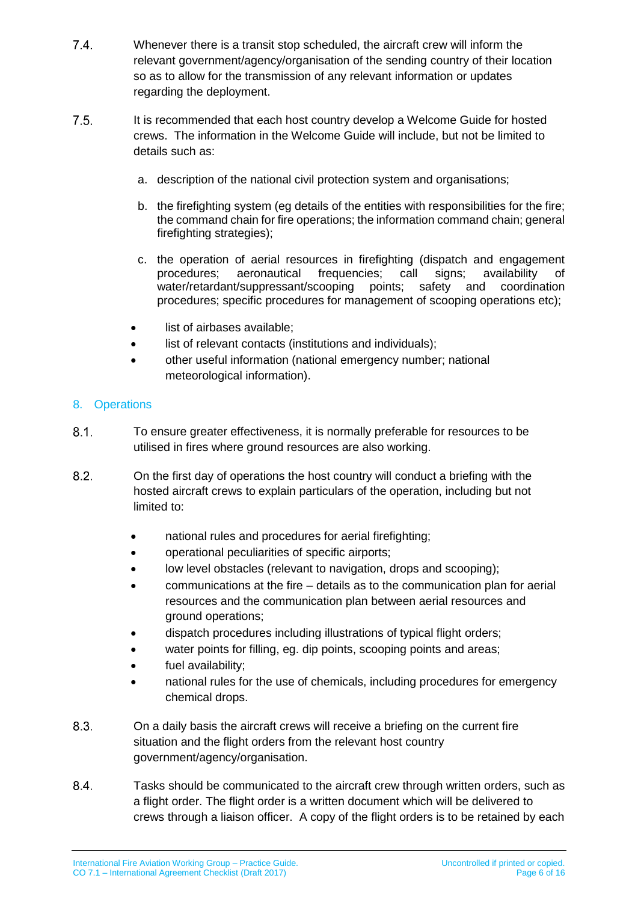7.4. Whenever there is a transit stop scheduled, the aircraft crew will inform the relevant government/agency/organisation of the sending country of their location so as to allow for the transmission of any relevant information or updates regarding the deployment.

7.5. It is recommended that each host country develop a Welcome Guide for hosted crews. The information in the Welcome Guide will include, but not be limited to details such as:

a. description of the national civil protection system and organisations;

b. the firefighting system (eg details of the entities with responsibilities for the fire; the command chain for fire operations; the information command chain; general firefighting strategies);

c. the operation of aerial resources in firefighting (dispatch and engagement procedures; aeronautical frequencies; call signs; availability of water/retardant/suppressant/scooping points; safety and coordination procedures; specific procedures for management of scooping operations etc);

- list of airbases available;
- list of relevant contacts (institutions and individuals);
- other useful information (national emergency number; national meteorological information).

## 8. Operations

8.1. To ensure greater effectiveness, it is normally preferable for resources to be utilised in fires where ground resources are also working.

8.2. On the first day of operations the host country will conduct a briefing with the hosted aircraft crews to explain particulars of the operation, including but not limited to:

- national rules and procedures for aerial firefighting;
- operational peculiarities of specific airports;
- low level obstacles (relevant to navigation, drops and scooping);
- communications at the fire – details as to the communication plan for aerial resources and the communication plan between aerial resources and ground operations;
- dispatch procedures including illustrations of typical flight orders;
- water points for filling, eg. dip points, scooping points and areas;
- fuel availability;
- national rules for the use of chemicals, including procedures for emergency chemical drops.

8.3. On a daily basis the aircraft crews will receive a briefing on the current fire situation and the flight orders from the relevant host country government/agency/organisation.

8.4. Tasks should be communicated to the aircraft crew through written orders, such as a flight order. The flight order is a written document which will be delivered to crews through a liaison officer. A copy of the flight orders is to be retained by each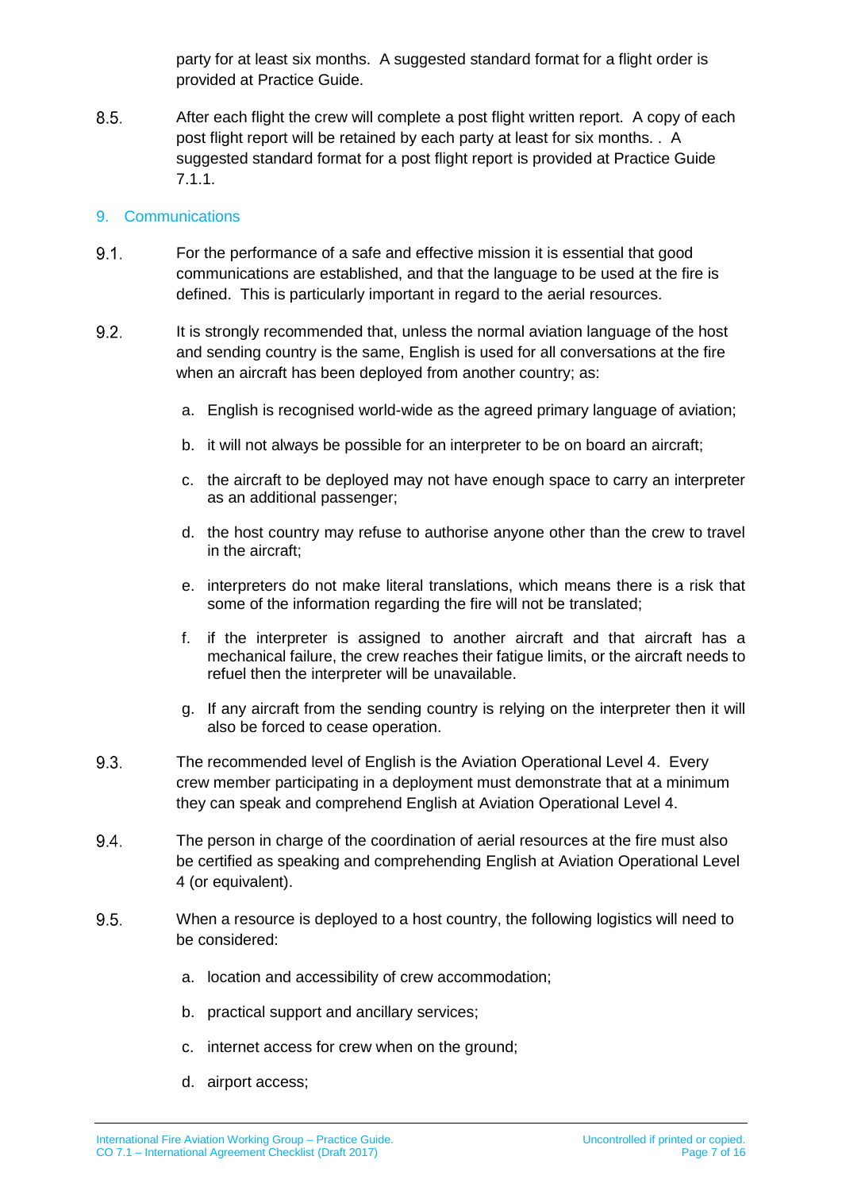party for at least six months. A suggested standard format for a flight order is provided at Practice Guide.

8.5. After each flight the crew will complete a post flight written report. A copy of each post flight report will be retained by each party at least for six months. . A suggested standard format for a post flight report is provided at Practice Guide 7.1.1.

## 9. Communications

9.1. For the performance of a safe and effective mission it is essential that good communications are established, and that the language to be used at the fire is defined. This is particularly important in regard to the aerial resources.

9.2. It is strongly recommended that, unless the normal aviation language of the host and sending country is the same, English is used for all conversations at the fire when an aircraft has been deployed from another country; as:

a. English is recognised world-wide as the agreed primary language of aviation;

b. it will not always be possible for an interpreter to be on board an aircraft;

c. the aircraft to be deployed may not have enough space to carry an interpreter as an additional passenger;

d. the host country may refuse to authorise anyone other than the crew to travel in the aircraft;

e. interpreters do not make literal translations, which means there is a risk that some of the information regarding the fire will not be translated;

f. if the interpreter is assigned to another aircraft and that aircraft has a mechanical failure, the crew reaches their fatigue limits, or the aircraft needs to refuel then the interpreter will be unavailable.

g. If any aircraft from the sending country is relying on the interpreter then it will also be forced to cease operation.

9.3. The recommended level of English is the Aviation Operational Level 4. Every crew member participating in a deployment must demonstrate that at a minimum they can speak and comprehend English at Aviation Operational Level 4.

9.4. The person in charge of the coordination of aerial resources at the fire must also be certified as speaking and comprehending English at Aviation Operational Level 4 (or equivalent).

9.5. When a resource is deployed to a host country, the following logistics will need to be considered:

a. location and accessibility of crew accommodation;

b. practical support and ancillary services;

c. internet access for crew when on the ground;

d. airport access;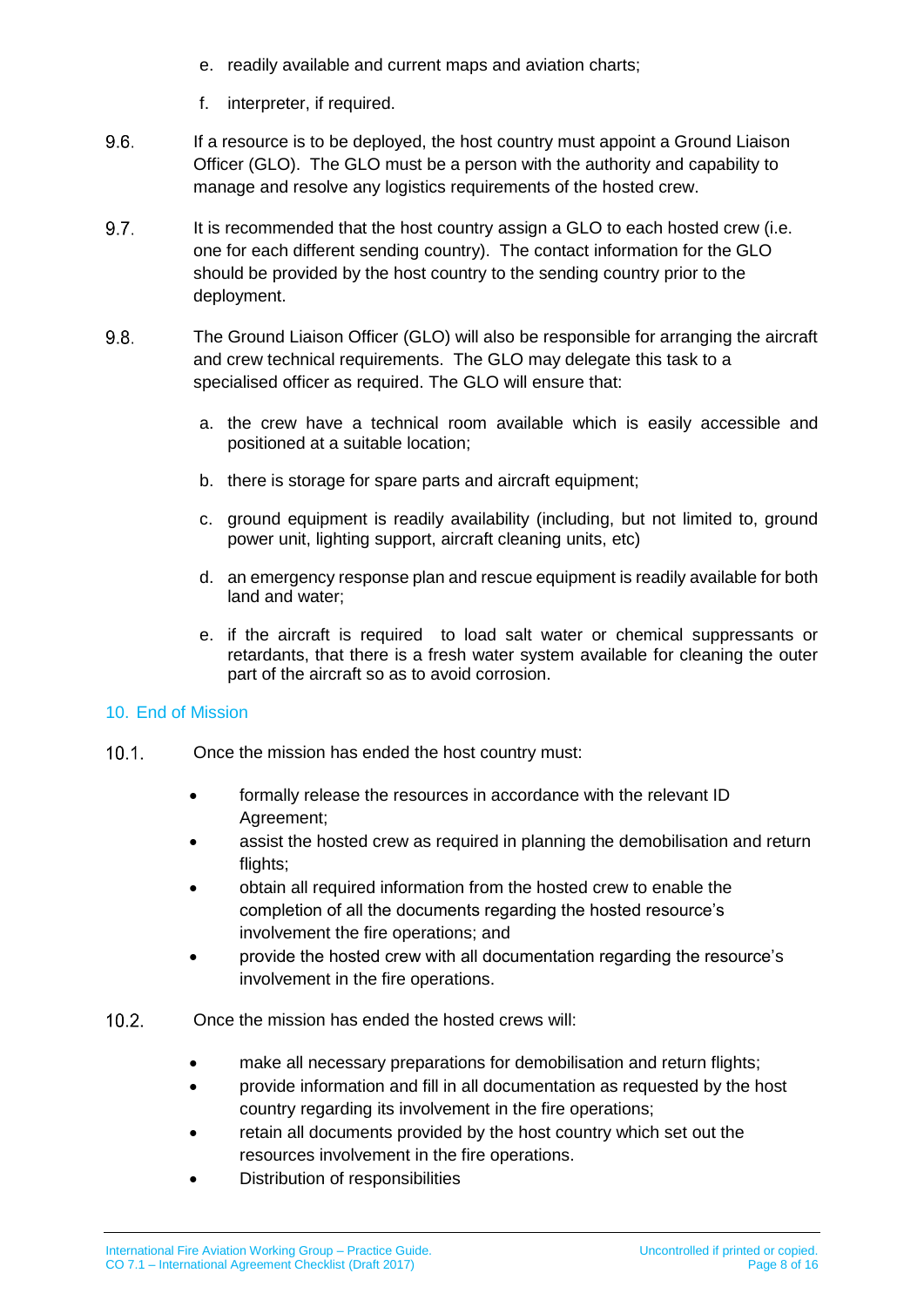e. readily available and current maps and aviation charts;

f. interpreter, if required.

9.6. If a resource is to be deployed, the host country must appoint a Ground Liaison Officer (GLO). The GLO must be a person with the authority and capability to manage and resolve any logistics requirements of the hosted crew.

9.7. It is recommended that the host country assign a GLO to each hosted crew (i.e. one for each different sending country). The contact information for the GLO should be provided by the host country to the sending country prior to the deployment.

9.8. The Ground Liaison Officer (GLO) will also be responsible for arranging the aircraft and crew technical requirements. The GLO may delegate this task to a specialised officer as required. The GLO will ensure that:

a. the crew have a technical room available which is easily accessible and positioned at a suitable location;

b. there is storage for spare parts and aircraft equipment;

c. ground equipment is readily availability (including, but not limited to, ground power unit, lighting support, aircraft cleaning units, etc)

d. an emergency response plan and rescue equipment is readily available for both land and water;

e. if the aircraft is required to load salt water or chemical suppressants or retardants, that there is a fresh water system available for cleaning the outer part of the aircraft so as to avoid corrosion.

## 10. End of Mission

10.1. Once the mission has ended the host country must:

- formally release the resources in accordance with the relevant ID Agreement;
- assist the hosted crew as required in planning the demobilisation and return flights;
- obtain all required information from the hosted crew to enable the completion of all the documents regarding the hosted resource's involvement the fire operations; and
- provide the hosted crew with all documentation regarding the resource's involvement in the fire operations.

10.2. Once the mission has ended the hosted crews will:

- make all necessary preparations for demobilisation and return flights;
- provide information and fill in all documentation as requested by the host country regarding its involvement in the fire operations;
- retain all documents provided by the host country which set out the resources involvement in the fire operations.
- Distribution of responsibilities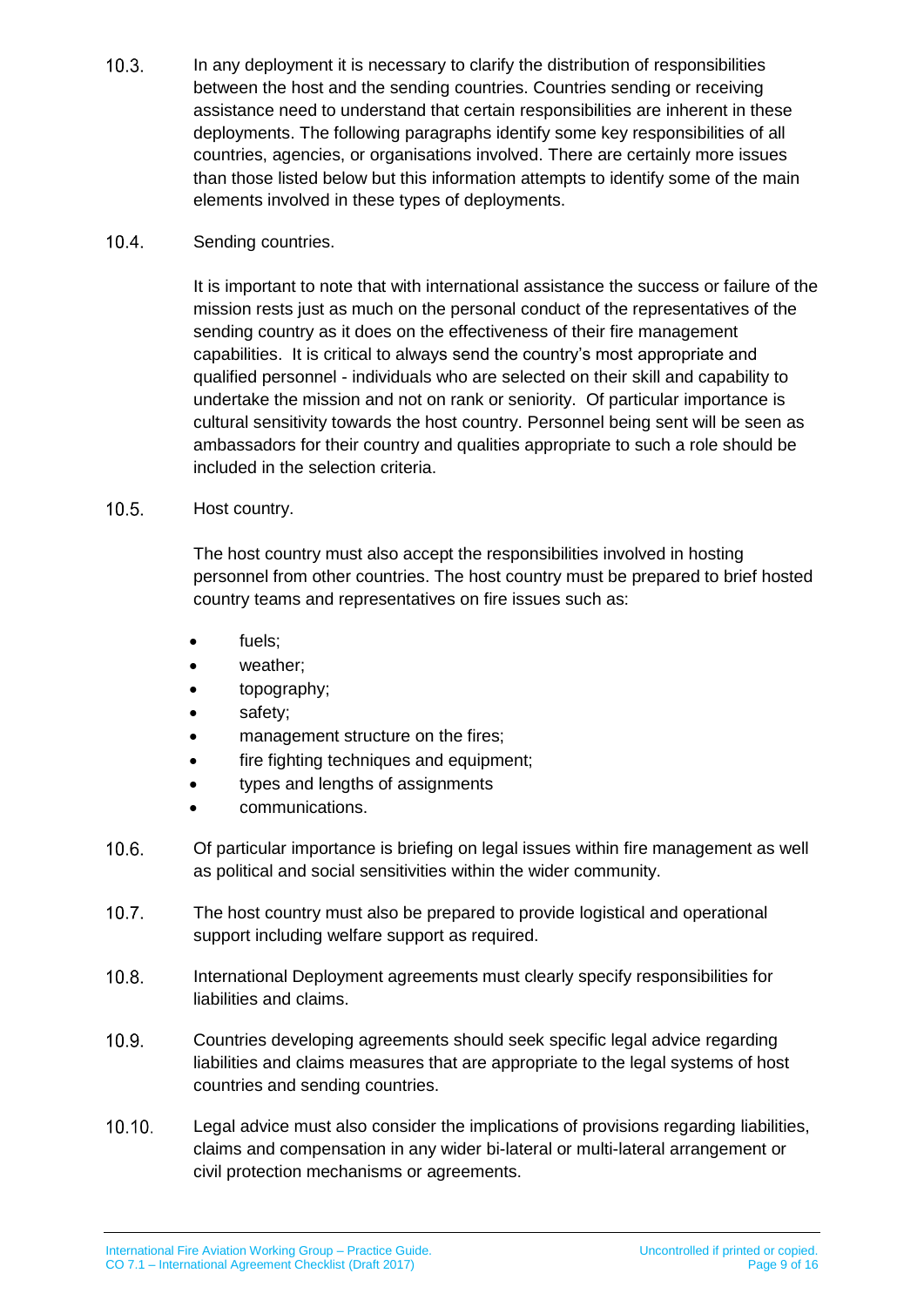10.3. In any deployment it is necessary to clarify the distribution of responsibilities between the host and the sending countries. Countries sending or receiving assistance need to understand that certain responsibilities are inherent in these deployments. The following paragraphs identify some key responsibilities of all countries, agencies, or organisations involved. There are certainly more issues than those listed below but this information attempts to identify some of the main elements involved in these types of deployments.

10.4. Sending countries.

It is important to note that with international assistance the success or failure of the mission rests just as much on the personal conduct of the representatives of the sending country as it does on the effectiveness of their fire management capabilities. It is critical to always send the country's most appropriate and qualified personnel - individuals who are selected on their skill and capability to undertake the mission and not on rank or seniority. Of particular importance is cultural sensitivity towards the host country. Personnel being sent will be seen as ambassadors for their country and qualities appropriate to such a role should be included in the selection criteria.

10.5. Host country.

The host country must also accept the responsibilities involved in hosting personnel from other countries. The host country must be prepared to brief hosted country teams and representatives on fire issues such as:

- fuels;
- weather;
- topography;
- safety;
- management structure on the fires;
- fire fighting techniques and equipment;
- types and lengths of assignments
- communications.

10.6. Of particular importance is briefing on legal issues within fire management as well as political and social sensitivities within the wider community.

10.7. The host country must also be prepared to provide logistical and operational support including welfare support as required.

10.8. International Deployment agreements must clearly specify responsibilities for liabilities and claims.

10.9. Countries developing agreements should seek specific legal advice regarding liabilities and claims measures that are appropriate to the legal systems of host countries and sending countries.

10.10. Legal advice must also consider the implications of provisions regarding liabilities, claims and compensation in any wider bi-lateral or multi-lateral arrangement or civil protection mechanisms or agreements.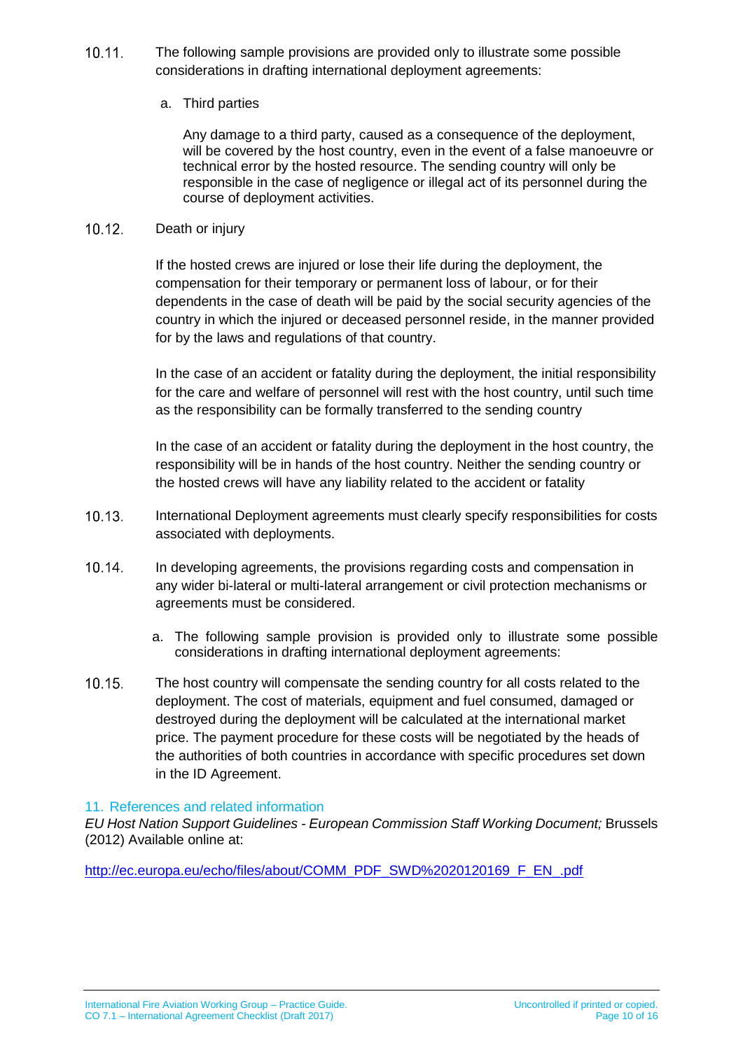10.11. The following sample provisions are provided only to illustrate some possible considerations in drafting international deployment agreements:

a. Third parties

Any damage to a third party, caused as a consequence of the deployment, will be covered by the host country, even in the event of a false manoeuvre or technical error by the hosted resource. The sending country will only be responsible in the case of negligence or illegal act of its personnel during the course of deployment activities.

10.12. Death or injury

If the hosted crews are injured or lose their life during the deployment, the compensation for their temporary or permanent loss of labour, or for their dependents in the case of death will be paid by the social security agencies of the country in which the injured or deceased personnel reside, in the manner provided for by the laws and regulations of that country.

In the case of an accident or fatality during the deployment, the initial responsibility for the care and welfare of personnel will rest with the host country, until such time as the responsibility can be formally transferred to the sending country

In the case of an accident or fatality during the deployment in the host country, the responsibility will be in hands of the host country. Neither the sending country or the hosted crews will have any liability related to the accident or fatality

10.13. International Deployment agreements must clearly specify responsibilities for costs associated with deployments.

10.14. In developing agreements, the provisions regarding costs and compensation in any wider bi-lateral or multi-lateral arrangement or civil protection mechanisms or agreements must be considered.

a. The following sample provision is provided only to illustrate some possible considerations in drafting international deployment agreements:

10.15. The host country will compensate the sending country for all costs related to the deployment. The cost of materials, equipment and fuel consumed, damaged or destroyed during the deployment will be calculated at the international market price. The payment procedure for these costs will be negotiated by the heads of the authorities of both countries in accordance with specific procedures set down in the ID Agreement.

## 11. References and related information

*EU Host Nation Support Guidelines - European Commission Staff Working Document;* Brussels (2012) Available online at:

http://ec.europa.eu/echo/files/about/COMM_PDF_SWD%2020120169_F_EN_.pdf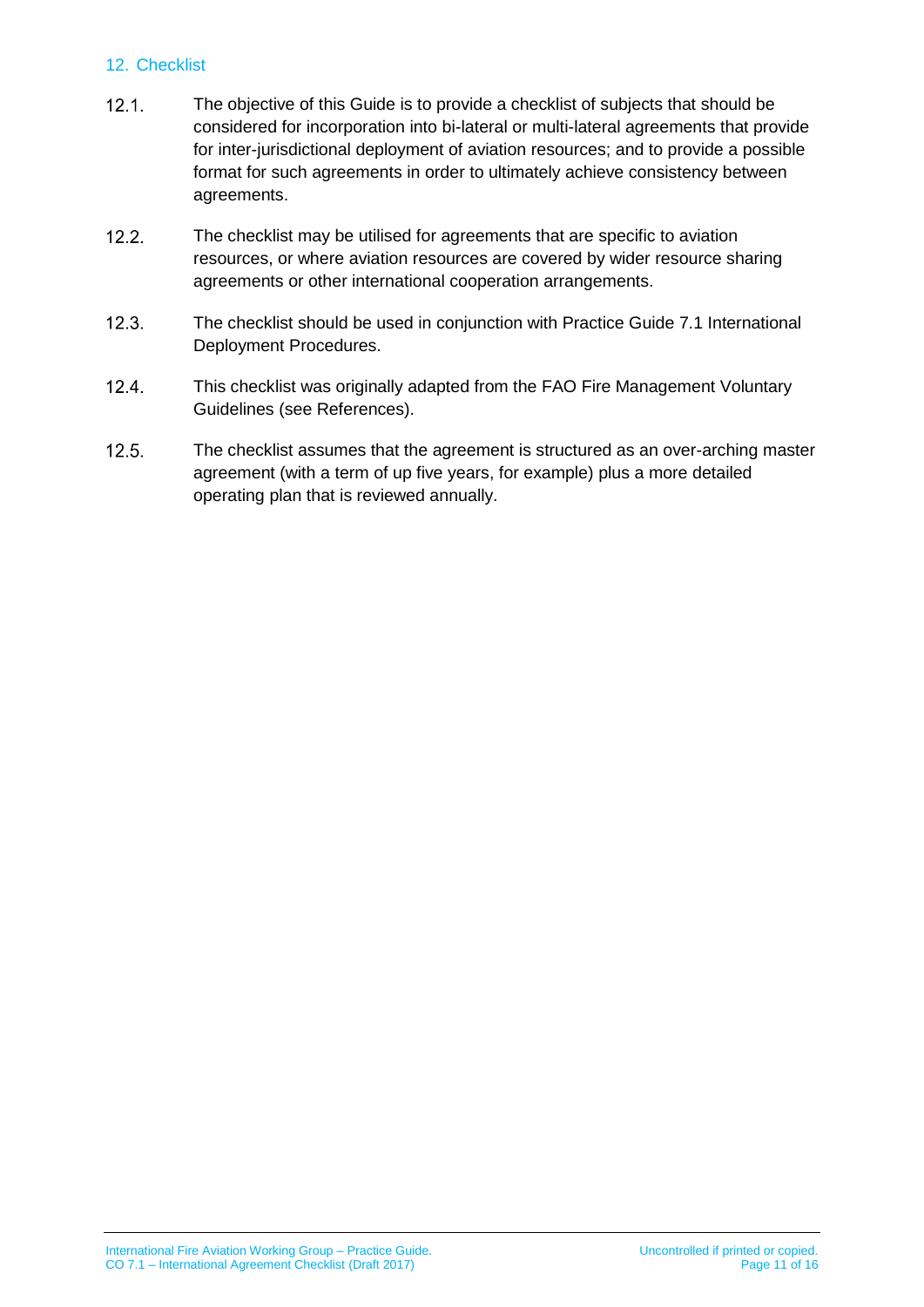## 12. Checklist

12.1. The objective of this Guide is to provide a checklist of subjects that should be considered for incorporation into bi-lateral or multi-lateral agreements that provide for inter-jurisdictional deployment of aviation resources; and to provide a possible format for such agreements in order to ultimately achieve consistency between agreements.

12.2. The checklist may be utilised for agreements that are specific to aviation resources, or where aviation resources are covered by wider resource sharing agreements or other international cooperation arrangements.

12.3. The checklist should be used in conjunction with Practice Guide 7.1 International Deployment Procedures.

12.4. This checklist was originally adapted from the FAO Fire Management Voluntary Guidelines (see References).

12.5. The checklist assumes that the agreement is structured as an over-arching master agreement (with a term of up five years, for example) plus a more detailed operating plan that is reviewed annually.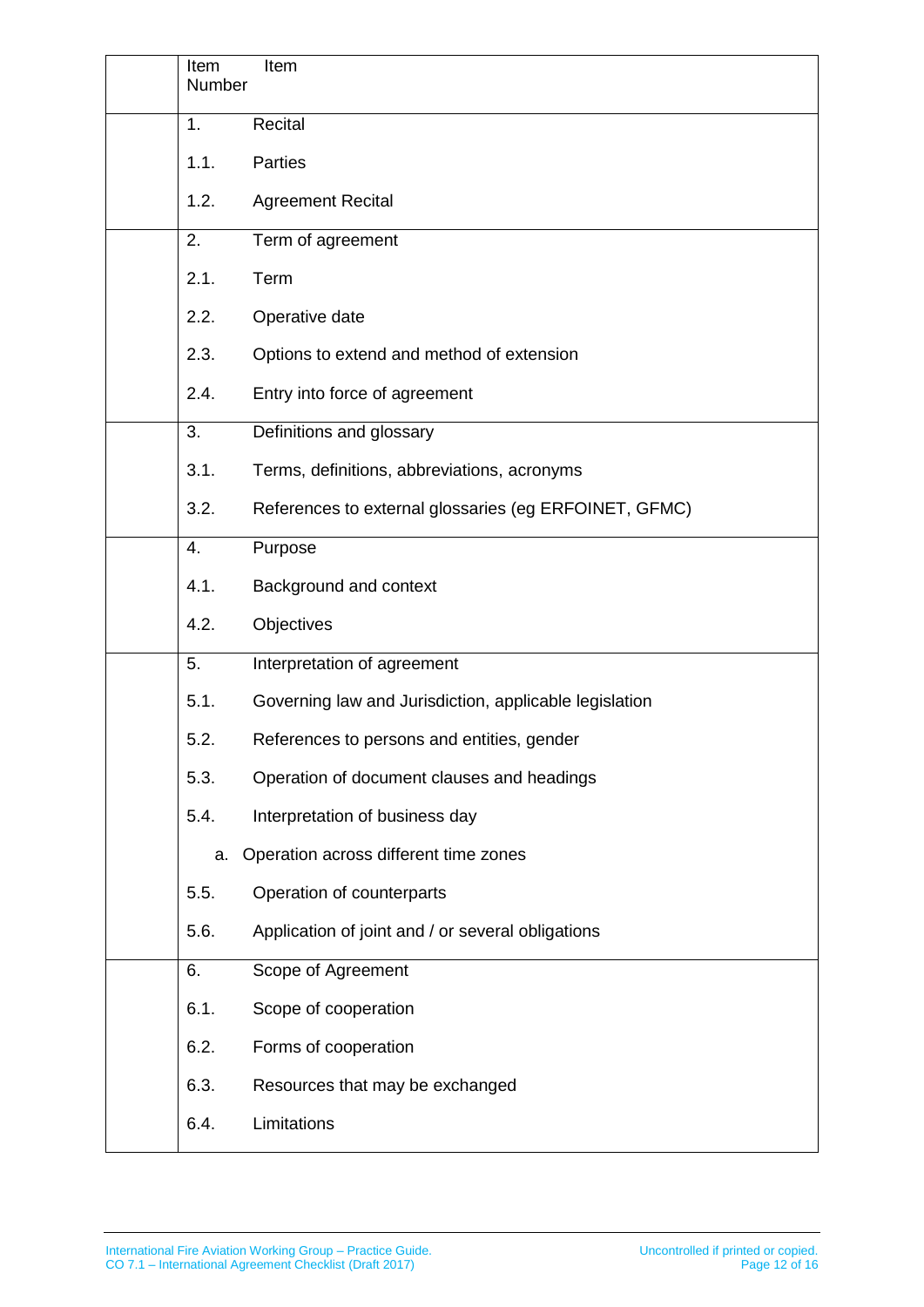| | Item Number | Item |
|---|---|---|
| | 1. | Recital |
| | 1.1. | Parties |
| | 1.2. | Agreement Recital |
| | 2. | Term of agreement |
| | 2.1. | Term |
| | 2.2. | Operative date |
| | 2.3. | Options to extend and method of extension |
| | 2.4. | Entry into force of agreement |
| | 3. | Definitions and glossary |
| | 3.1. | Terms, definitions, abbreviations, acronyms |
| | 3.2. | References to external glossaries (eg ERFOINET, GFMC) |
| | 4. | Purpose |
| | 4.1. | Background and context |
| | 4.2. | Objectives |
| | 5. | Interpretation of agreement |
| | 5.1. | Governing law and Jurisdiction, applicable legislation |
| | 5.2. | References to persons and entities, gender |
| | 5.3. | Operation of document clauses and headings |
| | 5.4. | Interpretation of business day |
| | a. | Operation across different time zones |
| | 5.5. | Operation of counterparts |
| | 5.6. | Application of joint and / or several obligations |
| | 6. | Scope of Agreement |
| | 6.1. | Scope of cooperation |
| | 6.2. | Forms of cooperation |
| | 6.3. | Resources that may be exchanged |
| | 6.4. | Limitations |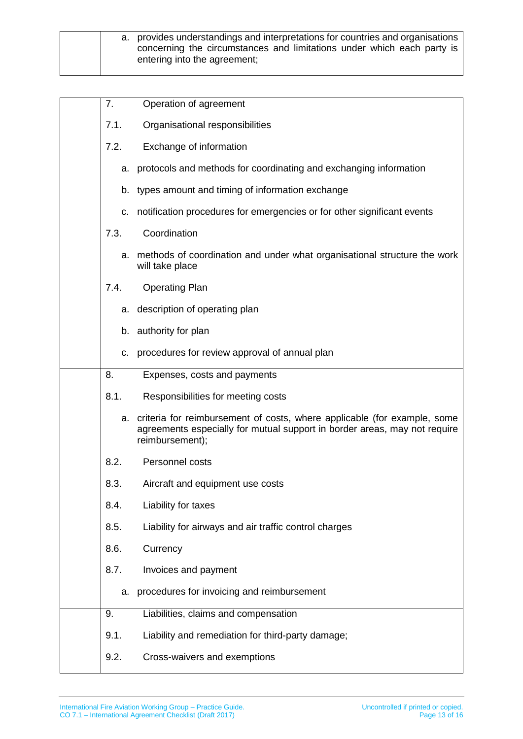|  |  |
|---|---|
|  | a. provides understandings and interpretations for countries and organisations concerning the circumstances and limitations under which each party is entering into the agreement; |

|  |  |
|---|---|
|  | 7. Operation of agreement<br><br>7.1. Organisational responsibilities<br><br>7.2. Exchange of information<br><br>a. protocols and methods for coordinating and exchanging information<br><br>b. types amount and timing of information exchange<br><br>c. notification procedures for emergencies or for other significant events<br><br>7.3. Coordination<br><br>a. methods of coordination and under what organisational structure the work will take place<br><br>7.4. Operating Plan<br><br>a. description of operating plan<br><br>b. authority for plan<br><br>c. procedures for review approval of annual plan |
|  | 8. Expenses, costs and payments<br><br>8.1. Responsibilities for meeting costs<br><br>a. criteria for reimbursement of costs, where applicable (for example, some agreements especially for mutual support in border areas, may not require reimbursement);<br><br>8.2. Personnel costs<br><br>8.3. Aircraft and equipment use costs<br><br>8.4. Liability for taxes<br><br>8.5. Liability for airways and air traffic control charges<br><br>8.6. Currency<br><br>8.7. Invoices and payment<br><br>a. procedures for invoicing and reimbursement |
|  | 9. Liabilities, claims and compensation<br><br>9.1. Liability and remediation for third-party damage;<br><br>9.2. Cross-waivers and exemptions |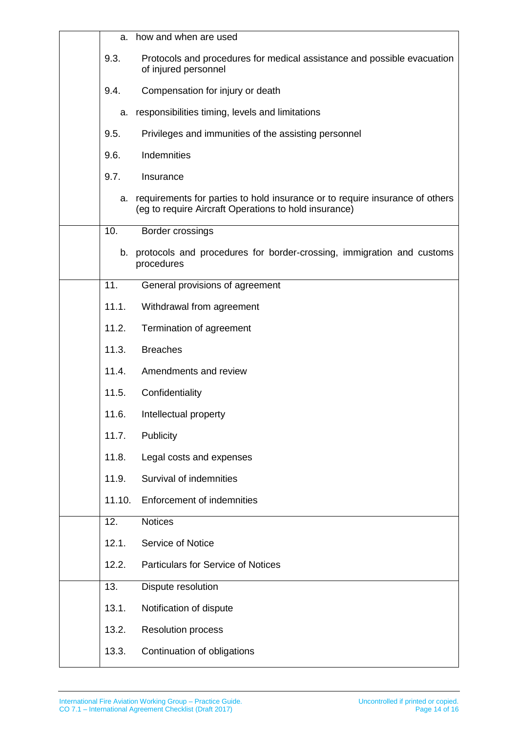| | |
|---|---|
| | a. how and when are used<br><br>9.3. Protocols and procedures for medical assistance and possible evacuation of injured personnel<br><br>9.4. Compensation for injury or death<br><br>a. responsibilities timing, levels and limitations<br><br>9.5. Privileges and immunities of the assisting personnel<br><br>9.6. Indemnities<br><br>9.7. Insurance<br><br>a. requirements for parties to hold insurance or to require insurance of others (eg to require Aircraft Operations to hold insurance) |
| | 10. Border crossings<br><br>b. protocols and procedures for border-crossing, immigration and customs procedures |
| | 11. General provisions of agreement<br><br>11.1. Withdrawal from agreement<br><br>11.2. Termination of agreement<br><br>11.3. Breaches<br><br>11.4. Amendments and review<br><br>11.5. Confidentiality<br><br>11.6. Intellectual property<br><br>11.7. Publicity<br><br>11.8. Legal costs and expenses<br><br>11.9. Survival of indemnities<br><br>11.10. Enforcement of indemnities |
| | 12. Notices<br><br>12.1. Service of Notice<br><br>12.2. Particulars for Service of Notices |
| | 13. Dispute resolution<br><br>13.1. Notification of dispute<br><br>13.2. Resolution process<br><br>13.3. Continuation of obligations |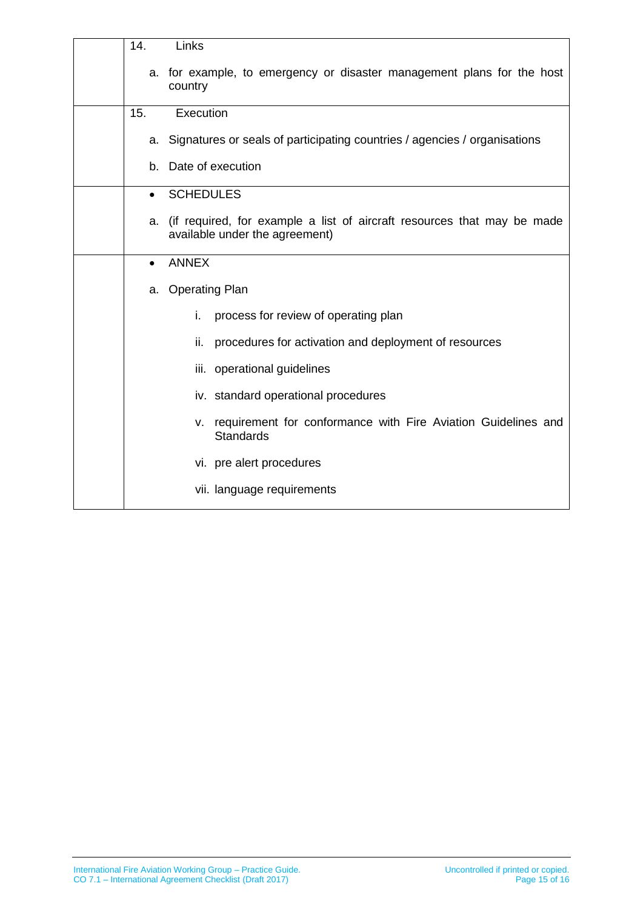| | |
|---|---|
| | 14. Links<br><br>a. for example, to emergency or disaster management plans for the host country |
| | 15. Execution<br><br>a. Signatures or seals of participating countries / agencies / organisations<br><br>b. Date of execution |
| | • SCHEDULES<br><br>a. (if required, for example a list of aircraft resources that may be made available under the agreement) |
| | • ANNEX<br><br>a. Operating Plan<br><br>i. process for review of operating plan<br><br>ii. procedures for activation and deployment of resources<br><br>iii. operational guidelines<br><br>iv. standard operational procedures<br><br>v. requirement for conformance with Fire Aviation Guidelines and Standards<br><br>vi. pre alert procedures<br><br>vii. language requirements |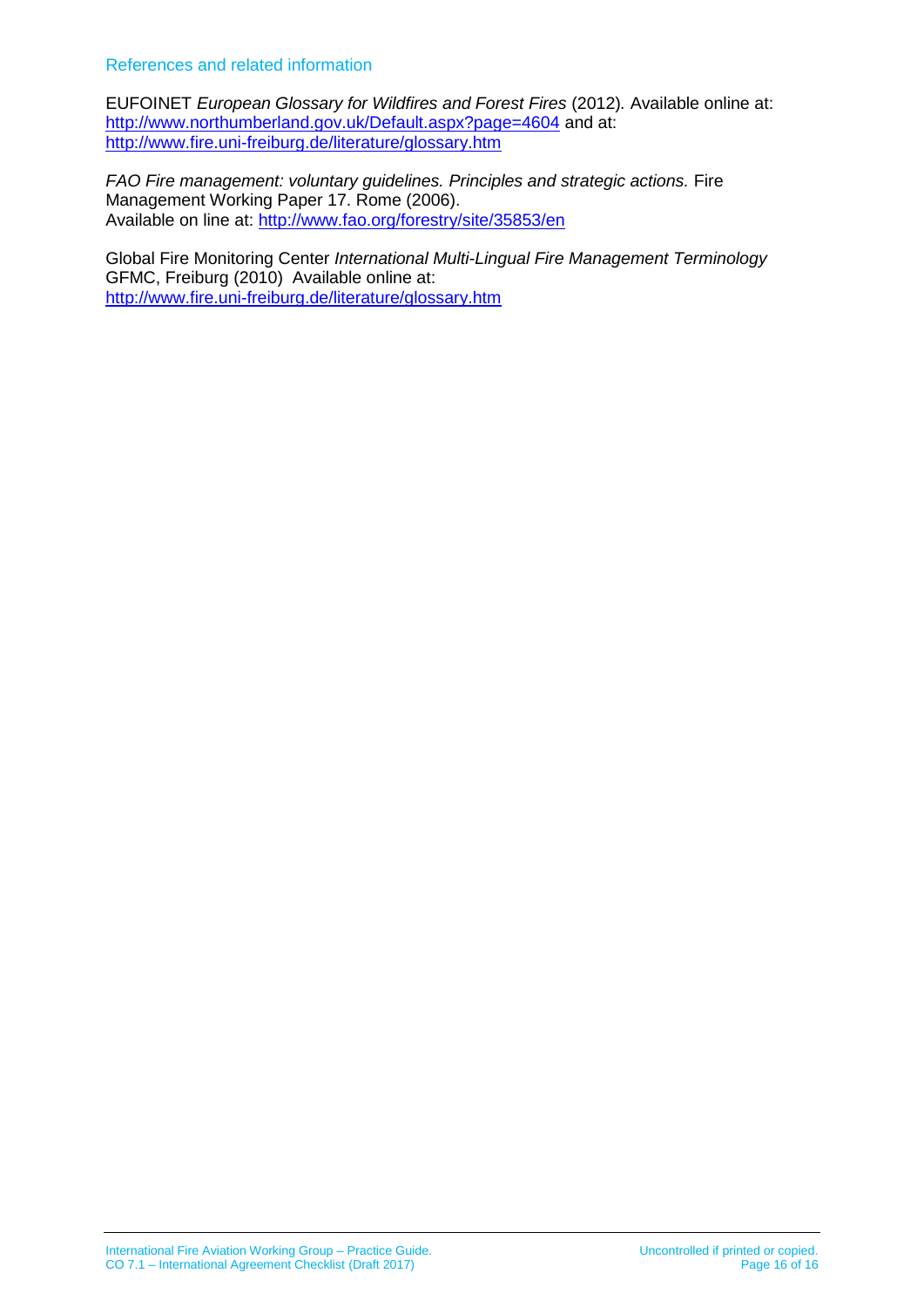## References and related information

EUFOINET *European Glossary for Wildfires and Forest Fires* (2012). Available online at: http://www.northumberland.gov.uk/Default.aspx?page=4604 and at: http://www.fire.uni-freiburg.de/literature/glossary.htm

*FAO Fire management: voluntary guidelines. Principles and strategic actions.* Fire Management Working Paper 17. Rome (2006).
Available on line at: http://www.fao.org/forestry/site/35853/en

Global Fire Monitoring Center *International Multi-Lingual Fire Management Terminology* GFMC, Freiburg (2010) Available online at:
http://www.fire.uni-freiburg.de/literature/glossary.htm